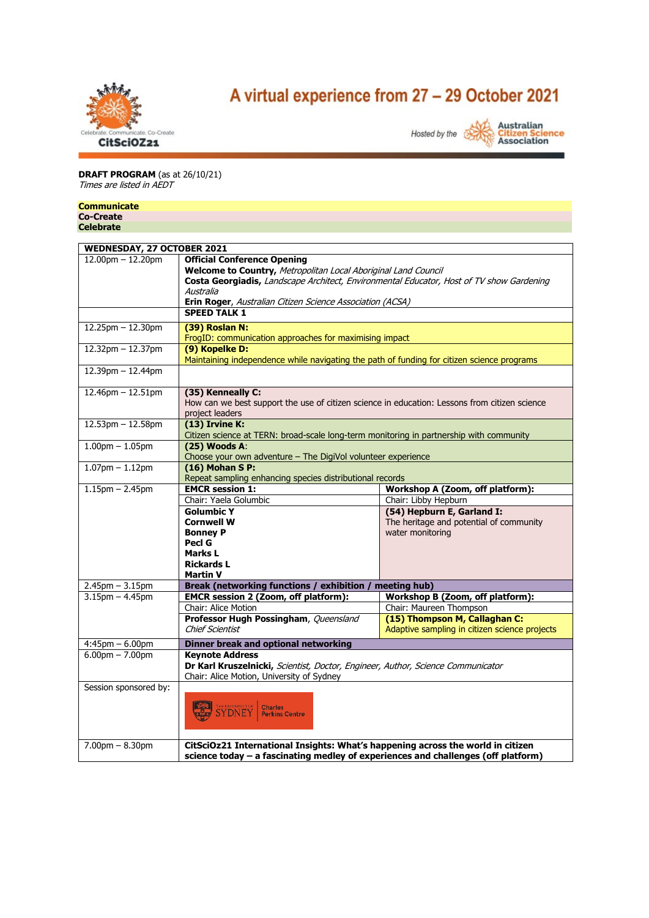# A virtual experience from 27 – 29 October 2021

CitSciOZ21 — Celebrate. Communicate. Co-Create

Hosted by the Australian Citizen Science Association

**DRAFT PROGRAM** (as at 26/10/21)
*Times are listed in AEDT*

**Communicate**
**Co-Create**
**Celebrate**

| **WEDNESDAY, 27 OCTOBER 2021** | | |
|---|---|---|
| 12.00pm – 12.20pm | **Official Conference Opening**<br>**Welcome to Country,** *Metropolitan Local Aboriginal Land Council*<br>**Costa Georgiadis,** *Landscape Architect, Environmental Educator, Host of TV show Gardening Australia*<br>**Erin Roger**, *Australian Citizen Science Association (ACSA)* | |
| | **SPEED TALK 1** | |
| 12.25pm – 12.30pm | **(39) Roslan N:**<br>FrogID: communication approaches for maximising impact | |
| 12.32pm – 12.37pm | **(9) Kopelke D:**<br>Maintaining independence while navigating the path of funding for citizen science programs | |
| 12.39pm – 12.44pm | | |
| 12.46pm – 12.51pm | **(35) Kenneally C:**<br>How can we best support the use of citizen science in education: Lessons from citizen science project leaders | |
| 12.53pm – 12.58pm | **(13) Irvine K:**<br>Citizen science at TERN: broad-scale long-term monitoring in partnership with community | |
| 1.00pm – 1.05pm | **(25) Woods A**:<br>Choose your own adventure – The DigiVol volunteer experience | |
| 1.07pm – 1.12pm | **(16) Mohan S P:**<br>Repeat sampling enhancing species distributional records | |
| 1.15pm – 2.45pm | **EMCR session 1:** | **Workshop A (Zoom, off platform):** |
| | Chair: Yaela Golumbic | Chair: Libby Hepburn |
| | **Golumbic Y**<br>**Cornwell W**<br>**Bonney P**<br>**Pecl G**<br>**Marks L**<br>**Rickards L**<br>**Martin V** | **(54) Hepburn E, Garland I:**<br>The heritage and potential of community water monitoring |
| 2.45pm – 3.15pm | **Break (networking functions / exhibition / meeting hub)** | |
| 3.15pm – 4.45pm | **EMCR session 2 (Zoom, off platform):** | **Workshop B (Zoom, off platform):** |
| | Chair: Alice Motion | Chair: Maureen Thompson |
| | **Professor Hugh Possingham**, *Queensland Chief Scientist* | **(15) Thompson M, Callaghan C:**<br>Adaptive sampling in citizen science projects |
| 4:45pm – 6.00pm | **Dinner break and optional networking** | |
| 6.00pm – 7.00pm | **Keynote Address**<br>**Dr Karl Kruszelnicki,** *Scientist, Doctor, Engineer, Author, Science Communicator*<br>Chair: Alice Motion, University of Sydney | |
| Session sponsored by: | The University of Sydney – Charles Perkins Centre | |
| 7.00pm – 8.30pm | **CitSciOz21 International Insights: What's happening across the world in citizen science today – a fascinating medley of experiences and challenges (off platform)** | |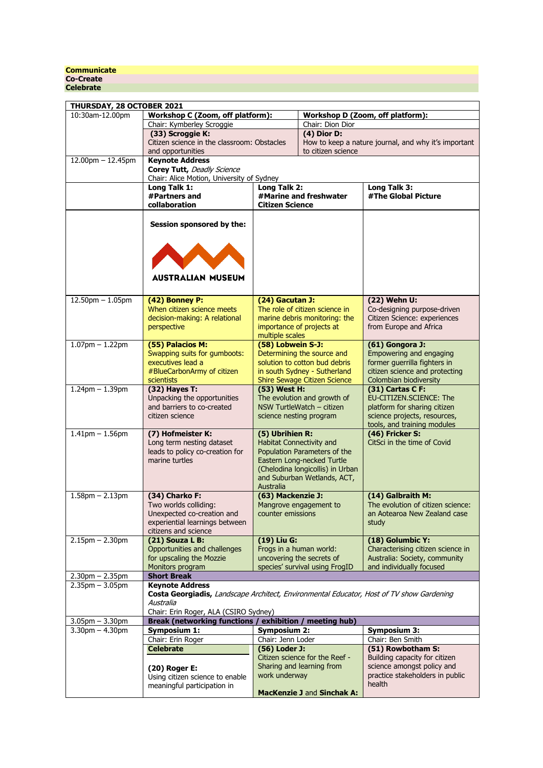**Communicate**
**Co-Create**
**Celebrate**

| THURSDAY, 28 OCTOBER 2021 | | | |
|---|---|---|---|
| 10:30am-12.00pm | **Workshop C (Zoom, off platform):** Chair: Kymberley Scroggie **(33) Scroggie K:** Citizen science in the classroom: Obstacles and opportunities | **Workshop D (Zoom, off platform):** Chair: Dion Dior **(4) Dior D:** How to keep a nature journal, and why it's important to citizen science | |
| 12.00pm – 12.45pm | **Keynote Address** **Corey Tutt,** *Deadly Science* Chair: Alice Motion, University of Sydney | | |
| | **Long Talk 1: #Partners and collaboration** Session sponsored by the: AUSTRALIAN MUSEUM | **Long Talk 2: #Marine and freshwater Citizen Science** | **Long Talk 3: #The Global Picture** |
| 12.50pm – 1.05pm | **(42) Bonney P:** When citizen science meets decision-making: A relational perspective | **(24) Gacutan J:** The role of citizen science in marine debris monitoring: the importance of projects at multiple scales | **(22) Wehn U:** Co-designing purpose-driven Citizen Science: experiences from Europe and Africa |
| 1.07pm – 1.22pm | **(55) Palacios M:** Swapping suits for gumboots: executives lead a #BlueCarbonArmy of citizen scientists | **(58) Lobwein S-J:** Determining the source and solution to cotton bud debris in south Sydney - Sutherland Shire Sewage Citizen Science | **(61) Gongora J:** Empowering and engaging former guerrilla fighters in citizen science and protecting Colombian biodiversity |
| 1.24pm – 1.39pm | **(32) Hayes T:** Unpacking the opportunities and barriers to co-created citizen science | **(53) West H:** The evolution and growth of NSW TurtleWatch – citizen science nesting program | **(31) Cartas C F:** EU-CITIZEN.SCIENCE: The platform for sharing citizen science projects, resources, tools, and training modules |
| 1.41pm – 1.56pm | **(7) Hofmeister K:** Long term nesting dataset leads to policy co-creation for marine turtles | **(5) Ubrihien R:** Habitat Connectivity and Population Parameters of the Eastern Long-necked Turtle (Chelodina longicollis) in Urban and Suburban Wetlands, ACT, Australia | **(46) Fricker S:** CitSci in the time of Covid |
| 1.58pm – 2.13pm | **(34) Charko F:** Two worlds colliding: Unexpected co-creation and experiential learnings between citizens and science | **(63) Mackenzie J:** Mangrove engagement to counter emissions | **(14) Galbraith M:** The evolution of citizen science: an Aotearoa New Zealand case study |
| 2.15pm – 2.30pm | **(21) Souza L B:** Opportunities and challenges for upscaling the Mozzie Monitors program | **(19) Liu G:** Frogs in a human world: uncovering the secrets of species' survival using FrogID | **(18) Golumbic Y:** Characterising citizen science in Australia: Society, community and individually focused |
| 2.30pm – 2.35pm | **Short Break** | | |
| 2.35pm – 3.05pm | **Keynote Address** **Costa Georgiadis,** *Landscape Architect, Environmental Educator, Host of TV show Gardening Australia* Chair: Erin Roger, ALA (CSIRO Sydney) | | |
| 3.05pm – 3.30pm | **Break (networking functions / exhibition / meeting hub)** | | |
| 3.30pm – 4.30pm | **Symposium 1:** Chair: Erin Roger **Celebrate** **(20) Roger E:** Using citizen science to enable meaningful participation in | **Symposium 2:** Chair: Jenn Loder **(56) Loder J:** Citizen science for the Reef - Sharing and learning from work underway **MacKenzie J** and **Sinchak A:** | **Symposium 3:** Chair: Ben Smith **(51) Rowbotham S:** Building capacity for citizen science amongst policy and practice stakeholders in public health |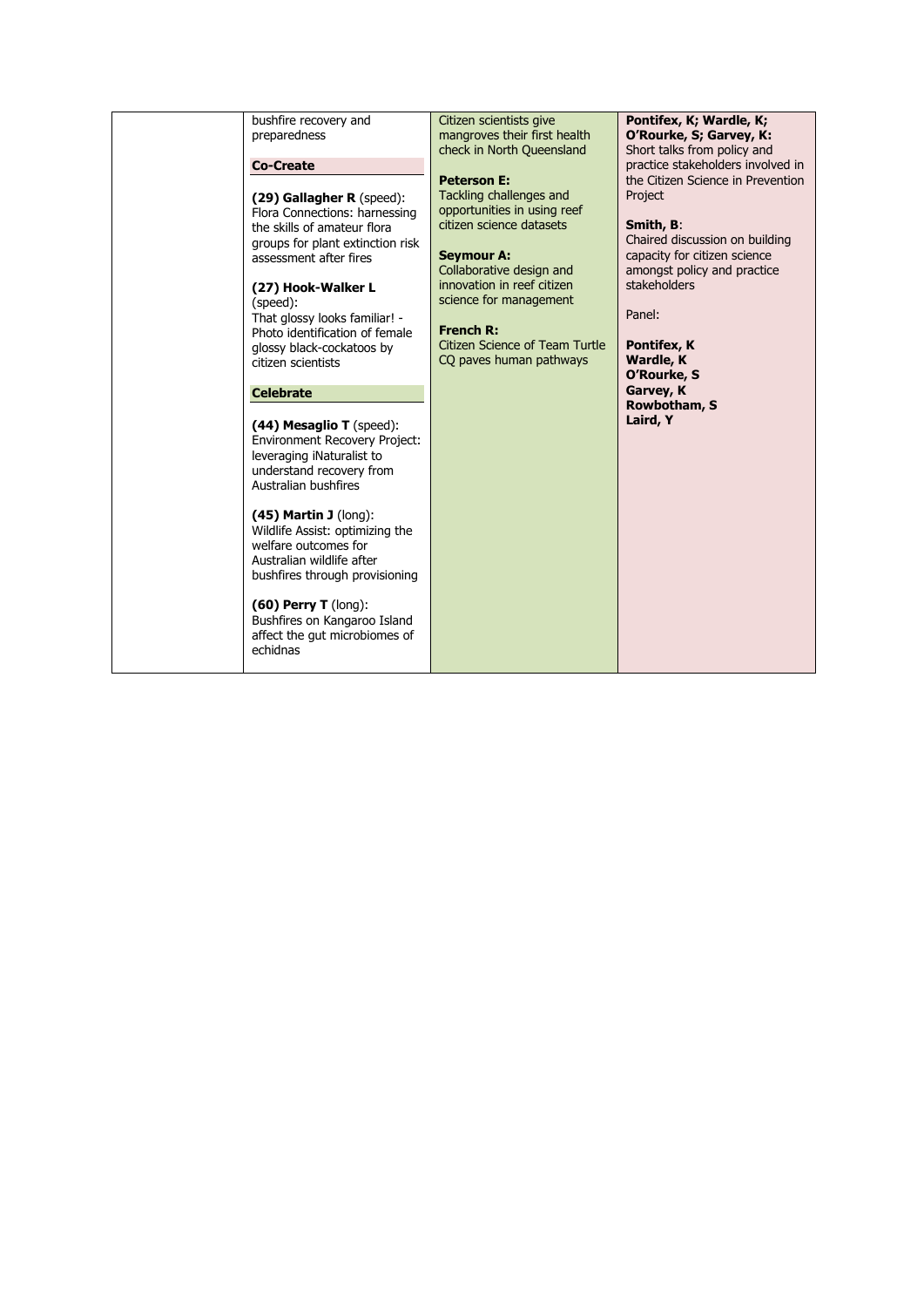| | | | |
|---|---|---|---|
| | bushfire recovery and preparedness<br><br>**Co-Create**<br><br>**(29) Gallagher R** (speed): Flora Connections: harnessing the skills of amateur flora groups for plant extinction risk assessment after fires<br><br>**(27) Hook-Walker L** (speed): That glossy looks familiar! - Photo identification of female glossy black-cockatoos by citizen scientists<br><br>**Celebrate**<br><br>**(44) Mesaglio T** (speed): Environment Recovery Project: leveraging iNaturalist to understand recovery from Australian bushfires<br><br>**(45) Martin J** (long): Wildlife Assist: optimizing the welfare outcomes for Australian wildlife after bushfires through provisioning<br><br>**(60) Perry T** (long): Bushfires on Kangaroo Island affect the gut microbiomes of echidnas | Citizen scientists give mangroves their first health check in North Queensland<br><br>**Peterson E:** Tackling challenges and opportunities in using reef citizen science datasets<br><br>**Seymour A:** Collaborative design and innovation in reef citizen science for management<br><br>**French R:** Citizen Science of Team Turtle CQ paves human pathways | **Pontifex, K; Wardle, K; O'Rourke, S; Garvey, K:** Short talks from policy and practice stakeholders involved in the Citizen Science in Prevention Project<br><br>**Smith, B**: Chaired discussion on building capacity for citizen science amongst policy and practice stakeholders<br><br>Panel:<br><br>**Pontifex, K**<br>**Wardle, K**<br>**O'Rourke, S**<br>**Garvey, K**<br>**Rowbotham, S**<br>**Laird, Y** |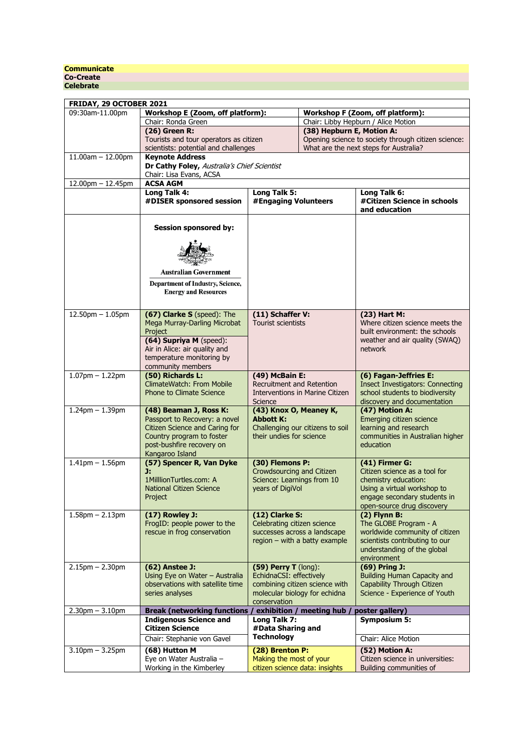**Communicate**
**Co-Create**
**Celebrate**

| **FRIDAY, 29 OCTOBER 2021** | | | |
|---|---|---|---|
| 09:30am-11.00pm | **Workshop E (Zoom, off platform):** Chair: Ronda Green<br>**(26) Green R:** Tourists and tour operators as citizen scientists: potential and challenges | | **Workshop F (Zoom, off platform):** Chair: Libby Hepburn / Alice Motion<br>**(38) Hepburn E, Motion A:** Opening science to society through citizen science: What are the next steps for Australia? |
| 11.00am – 12.00pm | **Keynote Address**<br>**Dr Cathy Foley,** *Australia's Chief Scientist*<br>Chair: Lisa Evans, ACSA | | |
| 12.00pm – 12.45pm | **ACSA AGM** | | |
| | **Long Talk 4: #DISER sponsored session** | **Long Talk 5: #Engaging Volunteers** | **Long Talk 6: #Citizen Science in schools and education** |
| | **Session sponsored by:**<br>Australian Government<br>Department of Industry, Science, Energy and Resources | | |
| 12.50pm – 1.05pm | **(67) Clarke S** (speed): The Mega Murray-Darling Microbat Project<br>**(64) Supriya M** (speed): Air in Alice: air quality and temperature monitoring by community members | **(11) Schaffer V:** Tourist scientists | **(23) Hart M:** Where citizen science meets the built environment: the schools weather and air quality (SWAQ) network |
| 1.07pm – 1.22pm | **(50) Richards L:** ClimateWatch: From Mobile Phone to Climate Science | **(49) McBain E:** Recruitment and Retention Interventions in Marine Citizen Science | **(6) Fagan-Jeffries E:** Insect Investigators: Connecting school students to biodiversity discovery and documentation |
| 1.24pm – 1.39pm | **(48) Beaman J, Ross K:** Passport to Recovery: a novel Citizen Science and Caring for Country program to foster post-bushfire recovery on Kangaroo Island | **(43) Knox O, Meaney K, Abbott K:** Challenging our citizens to soil their undies for science | **(47) Motion A:** Emerging citizen science learning and research communities in Australian higher education |
| 1.41pm – 1.56pm | **(57) Spencer R, Van Dyke J:** 1MilllionTurtles.com: A National Citizen Science Project | **(30) Flemons P:** Crowdsourcing and Citizen Science: Learnings from 10 years of DigiVol | **(41) Firmer G:** Citizen science as a tool for chemistry education: Using a virtual workshop to engage secondary students in open-source drug discovery |
| 1.58pm – 2.13pm | **(17) Rowley J:** FrogID: people power to the rescue in frog conservation | **(12) Clarke S:** Celebrating citizen science successes across a landscape region – with a batty example | **(2) Flynn B:** The GLOBE Program - A worldwide community of citizen scientists contributing to our understanding of the global environment |
| 2.15pm – 2.30pm | **(62) Anstee J:** Using Eye on Water – Australia observations with satellite time series analyses | **(59) Perry T** (long): EchidnaCSI: effectively combining citizen science with molecular biology for echidna conservation | **(69) Pring J:** Building Human Capacity and Capability Through Citizen Science - Experience of Youth |
| 2.30pm – 3.10pm | **Break (networking functions / exhibition / meeting hub / poster gallery)** | | |
| | **Indigenous Science and Citizen Science**<br>Chair: Stephanie von Gavel | **Long Talk 7: #Data Sharing and Technology** | **Symposium 5:**<br>Chair: Alice Motion |
| 3.10pm – 3.25pm | **(68) Hutton M** Eye on Water Australia – Working in the Kimberley | **(28) Brenton P:** Making the most of your citizen science data: insights | **(52) Motion A:** Citizen science in universities: Building communities of |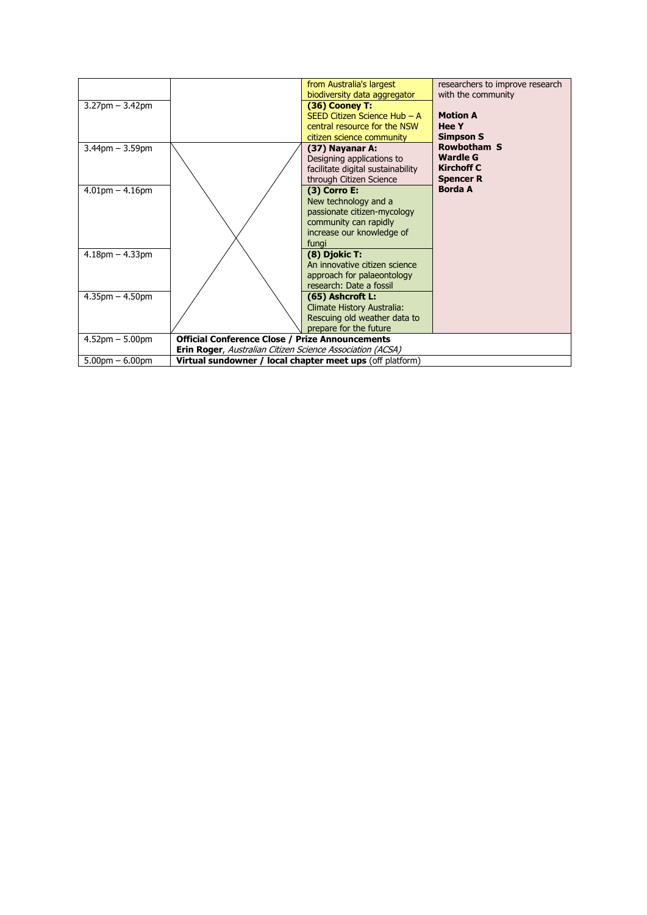| | | | |
|---|---|---|---|
| | | from Australia's largest biodiversity data aggregator | researchers to improve research with the community |
| 3.27pm – 3.42pm | | **(36) Cooney T:** SEED Citizen Science Hub – A central resource for the NSW citizen science community | **Motion A** **Hee Y** **Simpson S** |
| 3.44pm – 3.59pm | | **(37) Nayanar A:** Designing applications to facilitate digital sustainability through Citizen Science | **Rowbotham S** **Wardle G** **Kirchoff C** **Spencer R** |
| 4.01pm – 4.16pm | | **(3) Corro E:** New technology and a passionate citizen-mycology community can rapidly increase our knowledge of fungi | **Borda A** |
| 4.18pm – 4.33pm | | **(8) Djokic T:** An innovative citizen science approach for palaeontology research: Date a fossil | |
| 4.35pm – 4.50pm | | **(65) Ashcroft L:** Climate History Australia: Rescuing old weather data to prepare for the future | |
| 4.52pm – 5.00pm | **Official Conference Close / Prize Announcements** **Erin Roger**, *Australian Citizen Science Association (ACSA)* | | |
| 5.00pm – 6.00pm | **Virtual sundowner / local chapter meet ups** (off platform) | | |